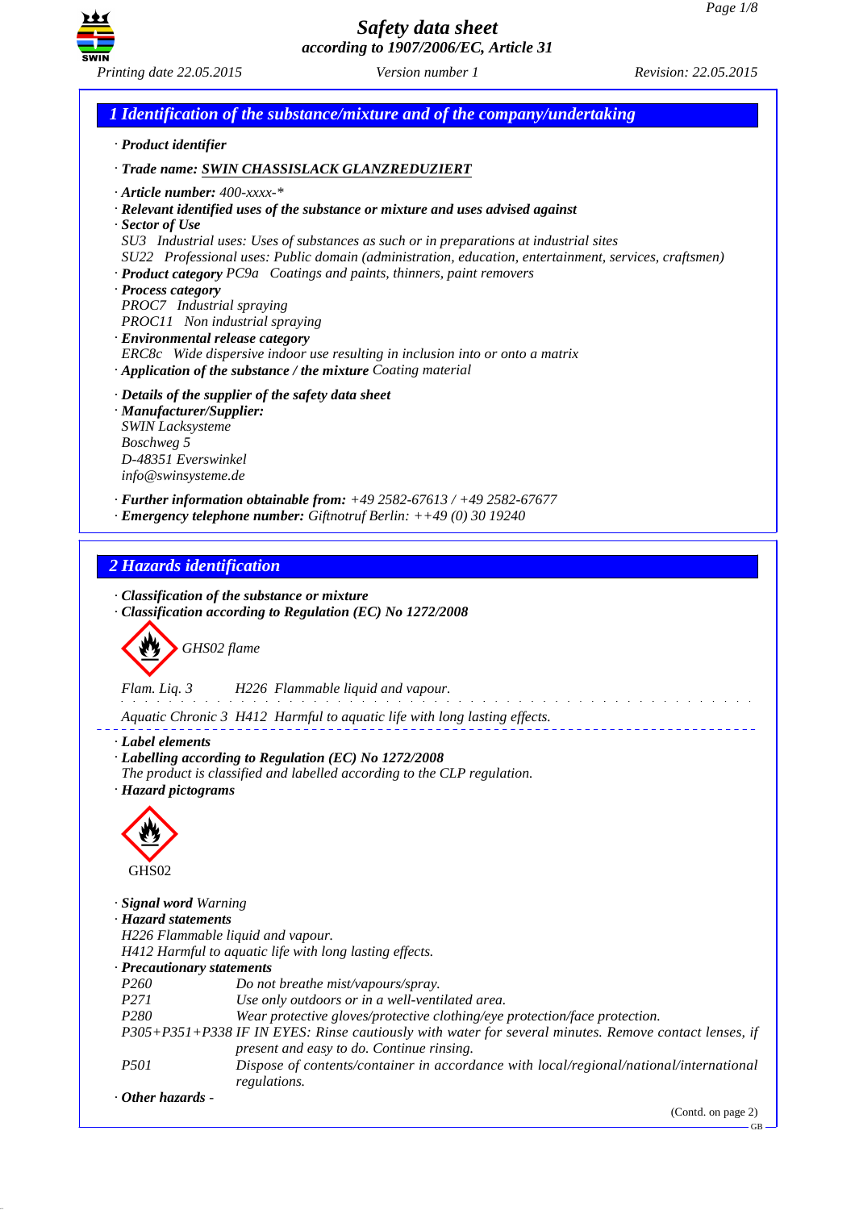# Safety data sheet
### according to 1907/2006/EC, Article 31

Printing date 22.05.2015 | Version number 1 | Revision: 22.05.2015

## 1 Identification of the substance/mixture and of the company/undertaking

· **Product identifier**

· **Trade name: SWIN CHASSISLACK GLANZREDUZIERT**

· **Article number:** 400-xxxx-*
· **Relevant identified uses of the substance or mixture and uses advised against**
· **Sector of Use**
SU3 Industrial uses: Uses of substances as such or in preparations at industrial sites
SU22 Professional uses: Public domain (administration, education, entertainment, services, craftsmen)
· **Product category** PC9a Coatings and paints, thinners, paint removers
· **Process category**
PROC7 Industrial spraying
PROC11 Non industrial spraying
· **Environmental release category**
ERC8c Wide dispersive indoor use resulting in inclusion into or onto a matrix
· **Application of the substance / the mixture** Coating material

· **Details of the supplier of the safety data sheet**
· **Manufacturer/Supplier:**
SWIN Lacksysteme
Boschweg 5
D-48351 Everswinkel
info@swinsysteme.de

· **Further information obtainable from:** +49 2582-67613 / +49 2582-67677
· **Emergency telephone number:** Giftnotruf Berlin: ++49 (0) 30 19240

## 2 Hazards identification

· **Classification of the substance or mixture**
· **Classification according to Regulation (EC) No 1272/2008**

GHS02 flame

Flam. Liq. 3 H226 Flammable liquid and vapour.

Aquatic Chronic 3 H412 Harmful to aquatic life with long lasting effects.

· **Label elements**
· **Labelling according to Regulation (EC) No 1272/2008**
The product is classified and labelled according to the CLP regulation.
· **Hazard pictograms**

GHS02

· **Signal word** Warning
· **Hazard statements**
H226 Flammable liquid and vapour.
H412 Harmful to aquatic life with long lasting effects.
· **Precautionary statements**

| | |
|---|---|
| P260 | Do not breathe mist/vapours/spray. |
| P271 | Use only outdoors or in a well-ventilated area. |
| P280 | Wear protective gloves/protective clothing/eye protection/face protection. |
| P305+P351+P338 | IF IN EYES: Rinse cautiously with water for several minutes. Remove contact lenses, if present and easy to do. Continue rinsing. |
| P501 | Dispose of contents/container in accordance with local/regional/national/international regulations. |

· **Other hazards** -

(Contd. on page 2)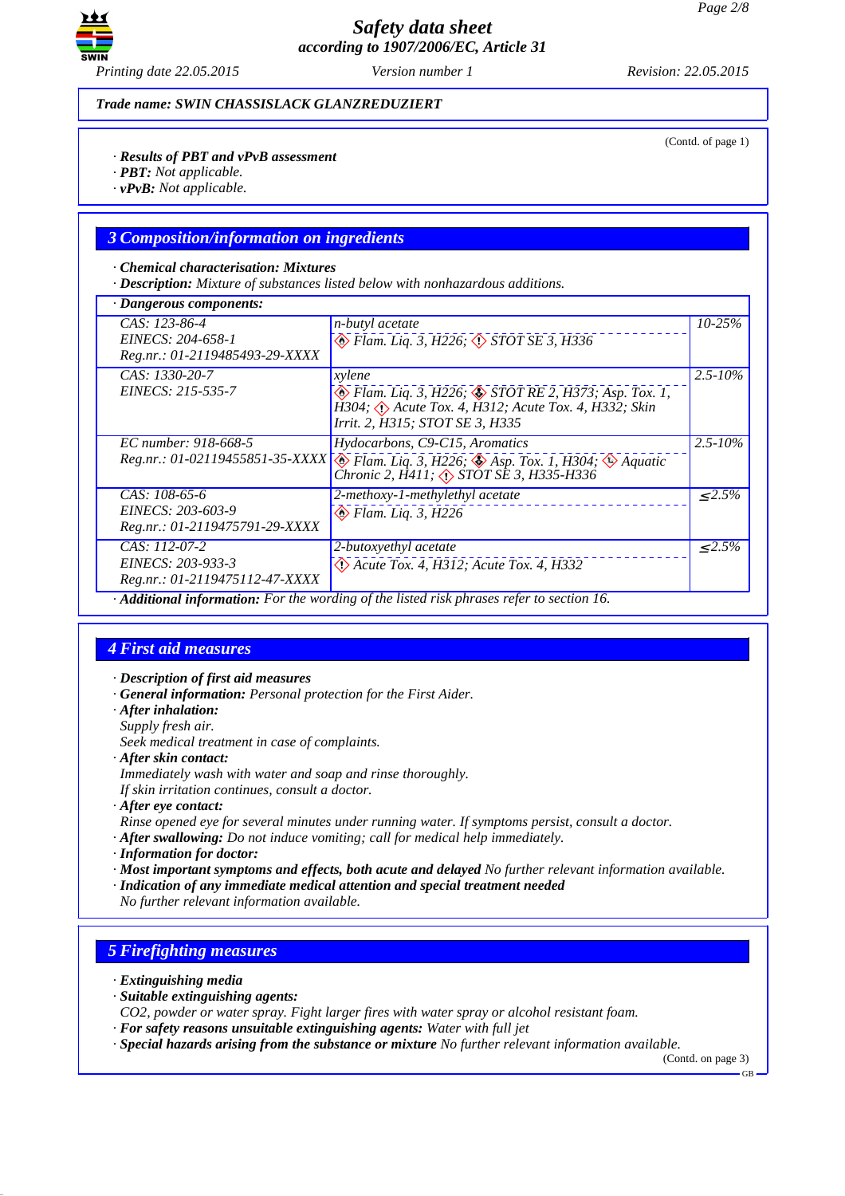**Trade name: SWIN CHASSISLACK GLANZREDUZIERT**

(Contd. of page 1)

· **Results of PBT and vPvB assessment**
· **PBT:** Not applicable.
· **vPvB:** Not applicable.

## 3 Composition/information on ingredients

· **Chemical characterisation: Mixtures**
· **Description:** Mixture of substances listed below with nonhazardous additions.

| · Dangerous components: | | |
|---|---|---|
| CAS: 123-86-4<br>EINECS: 204-658-1<br>Reg.nr.: 01-2119485493-29-XXXX | n-butyl acetate<br>Flam. Liq. 3, H226; STOT SE 3, H336 | 10-25% |
| CAS: 1330-20-7<br>EINECS: 215-535-7 | xylene<br>Flam. Liq. 3, H226; STOT RE 2, H373; Asp. Tox. 1, H304; Acute Tox. 4, H312; Acute Tox. 4, H332; Skin Irrit. 2, H315; STOT SE 3, H335 | 2.5-10% |
| EC number: 918-668-5<br>Reg.nr.: 01-02119455851-35-XXXX | Hydocarbons, C9-C15, Aromatics<br>Flam. Liq. 3, H226; Asp. Tox. 1, H304; Aquatic Chronic 2, H411; STOT SE 3, H335-H336 | 2.5-10% |
| CAS: 108-65-6<br>EINECS: 203-603-9<br>Reg.nr.: 01-2119475791-29-XXXX | 2-methoxy-1-methylethyl acetate<br>Flam. Liq. 3, H226 | ≤2.5% |
| CAS: 112-07-2<br>EINECS: 203-933-3<br>Reg.nr.: 01-2119475112-47-XXXX | 2-butoxyethyl acetate<br>Acute Tox. 4, H312; Acute Tox. 4, H332 | ≤2.5% |

· **Additional information:** For the wording of the listed risk phrases refer to section 16.

## 4 First aid measures

· **Description of first aid measures**
· **General information:** Personal protection for the First Aider.
· **After inhalation:**
Supply fresh air.
Seek medical treatment in case of complaints.
· **After skin contact:**
Immediately wash with water and soap and rinse thoroughly.
If skin irritation continues, consult a doctor.
· **After eye contact:**
Rinse opened eye for several minutes under running water. If symptoms persist, consult a doctor.
· **After swallowing:** Do not induce vomiting; call for medical help immediately.
· **Information for doctor:**
· **Most important symptoms and effects, both acute and delayed** No further relevant information available.
· **Indication of any immediate medical attention and special treatment needed**
No further relevant information available.

## 5 Firefighting measures

· **Extinguishing media**
· **Suitable extinguishing agents:**
CO2, powder or water spray. Fight larger fires with water spray or alcohol resistant foam.
· **For safety reasons unsuitable extinguishing agents:** Water with full jet
· **Special hazards arising from the substance or mixture** No further relevant information available.

(Contd. on page 3)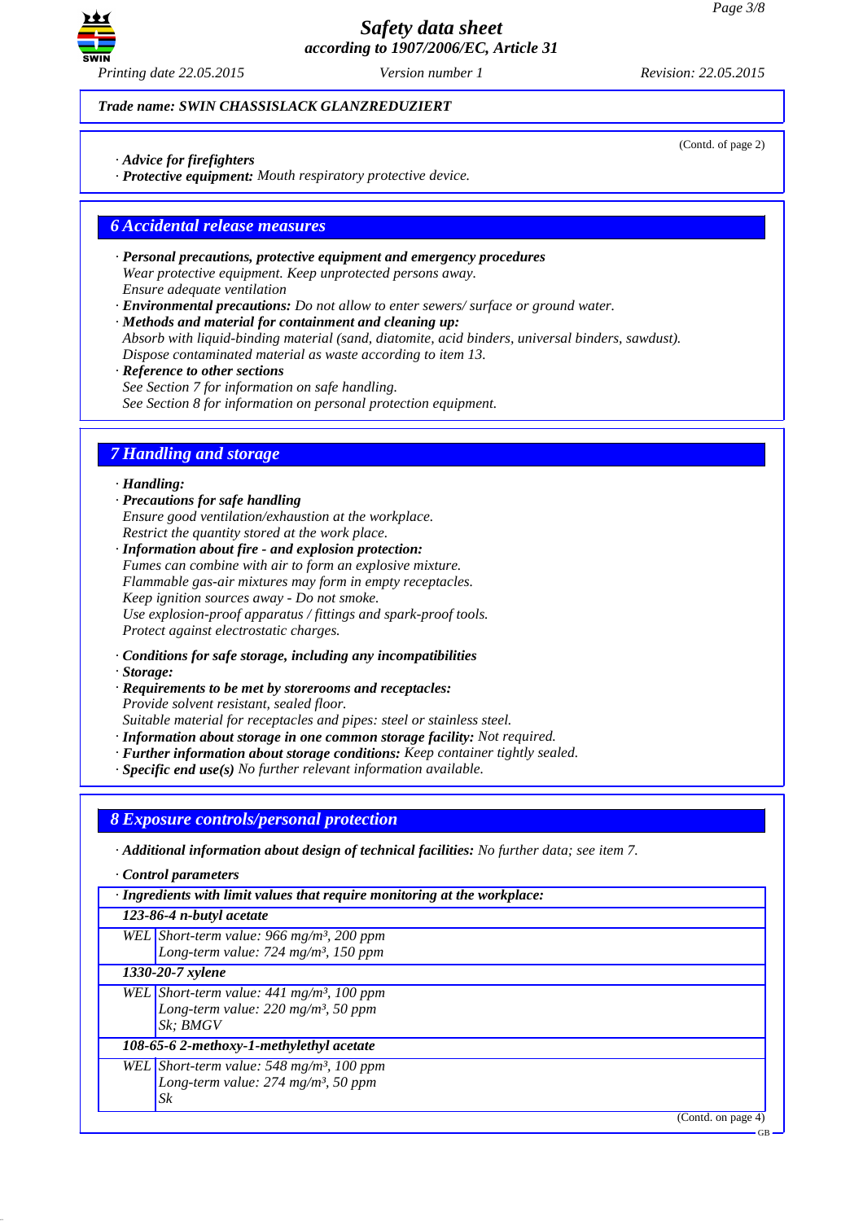*Trade name: SWIN CHASSISLACK GLANZREDUZIERT*

(Contd. of page 2)

· ***Advice for firefighters***
· ***Protective equipment:*** *Mouth respiratory protective device.*

## 6 Accidental release measures

· ***Personal precautions, protective equipment and emergency procedures***
*Wear protective equipment. Keep unprotected persons away.*
*Ensure adequate ventilation*
· ***Environmental precautions:*** *Do not allow to enter sewers/ surface or ground water.*
· ***Methods and material for containment and cleaning up:***
*Absorb with liquid-binding material (sand, diatomite, acid binders, universal binders, sawdust).*
*Dispose contaminated material as waste according to item 13.*
· ***Reference to other sections***
*See Section 7 for information on safe handling.*
*See Section 8 for information on personal protection equipment.*

## 7 Handling and storage

· ***Handling:***
· ***Precautions for safe handling***
*Ensure good ventilation/exhaustion at the workplace.*
*Restrict the quantity stored at the work place.*
· ***Information about fire - and explosion protection:***
*Fumes can combine with air to form an explosive mixture.*
*Flammable gas-air mixtures may form in empty receptacles.*
*Keep ignition sources away - Do not smoke.*
*Use explosion-proof apparatus / fittings and spark-proof tools.*
*Protect against electrostatic charges.*

· ***Conditions for safe storage, including any incompatibilities***
· ***Storage:***
· ***Requirements to be met by storerooms and receptacles:***
*Provide solvent resistant, sealed floor.*
*Suitable material for receptacles and pipes: steel or stainless steel.*
· ***Information about storage in one common storage facility:*** *Not required.*
· ***Further information about storage conditions:*** *Keep container tightly sealed.*
· ***Specific end use(s)*** *No further relevant information available.*

## 8 Exposure controls/personal protection

· ***Additional information about design of technical facilities:*** *No further data; see item 7.*

· ***Control parameters***

| · Ingredients with limit values that require monitoring at the workplace: | |
|---|---|
| **123-86-4 n-butyl acetate** | |
| WEL | Short-term value: 966 mg/m³, 200 ppm<br>Long-term value: 724 mg/m³, 150 ppm |
| **1330-20-7 xylene** | |
| WEL | Short-term value: 441 mg/m³, 100 ppm<br>Long-term value: 220 mg/m³, 50 ppm<br>Sk; BMGV |
| **108-65-6 2-methoxy-1-methylethyl acetate** | |
| WEL | Short-term value: 548 mg/m³, 100 ppm<br>Long-term value: 274 mg/m³, 50 ppm<br>Sk |

(Contd. on page 4)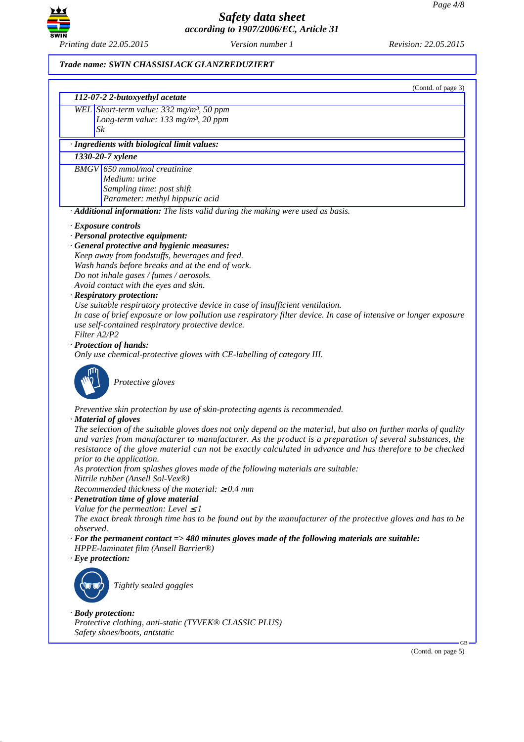*Trade name: SWIN CHASSISLACK GLANZREDUZIERT*

(Contd. of page 3)

| 112-07-2 2-butoxyethyl acetate | |
|---|---|
| WEL | Short-term value: 332 mg/m³, 50 ppm<br>Long-term value: 133 mg/m³, 20 ppm<br>Sk |

· **Ingredients with biological limit values:**

| 1330-20-7 xylene | |
|---|---|
| BMGV | 650 mmol/mol creatinine<br>Medium: urine<br>Sampling time: post shift<br>Parameter: methyl hippuric acid |

· **Additional information:** The lists valid during the making were used as basis.

· **Exposure controls**
· **Personal protective equipment:**
· **General protective and hygienic measures:**
Keep away from foodstuffs, beverages and feed.
Wash hands before breaks and at the end of work.
Do not inhale gases / fumes / aerosols.
Avoid contact with the eyes and skin.
· **Respiratory protection:**
Use suitable respiratory protective device in case of insufficient ventilation.
In case of brief exposure or low pollution use respiratory filter device. In case of intensive or longer exposure use self-contained respiratory protective device.
Filter A2/P2
· **Protection of hands:**
Only use chemical-protective gloves with CE-labelling of category III.

Protective gloves

Preventive skin protection by use of skin-protecting agents is recommended.
· **Material of gloves**
The selection of the suitable gloves does not only depend on the material, but also on further marks of quality and varies from manufacturer to manufacturer. As the product is a preparation of several substances, the resistance of the glove material can not be exactly calculated in advance and has therefore to be checked prior to the application.
As protection from splashes gloves made of the following materials are suitable:
Nitrile rubber (Ansell Sol-Vex®)
Recommended thickness of the material: $\geq$0.4 mm
· **Penetration time of glove material**
Value for the permeation: Level $\leq$1
The exact break through time has to be found out by the manufacturer of the protective gloves and has to be observed.
· **For the permanent contact => 480 minutes gloves made of the following materials are suitable:**
HPPE-laminatet film (Ansell Barrier®)
· **Eye protection:**

Tightly sealed goggles

· **Body protection:**
Protective clothing, anti-static (TYVEK® CLASSIC PLUS)
Safety shoes/boots, antstatic

(Contd. on page 5)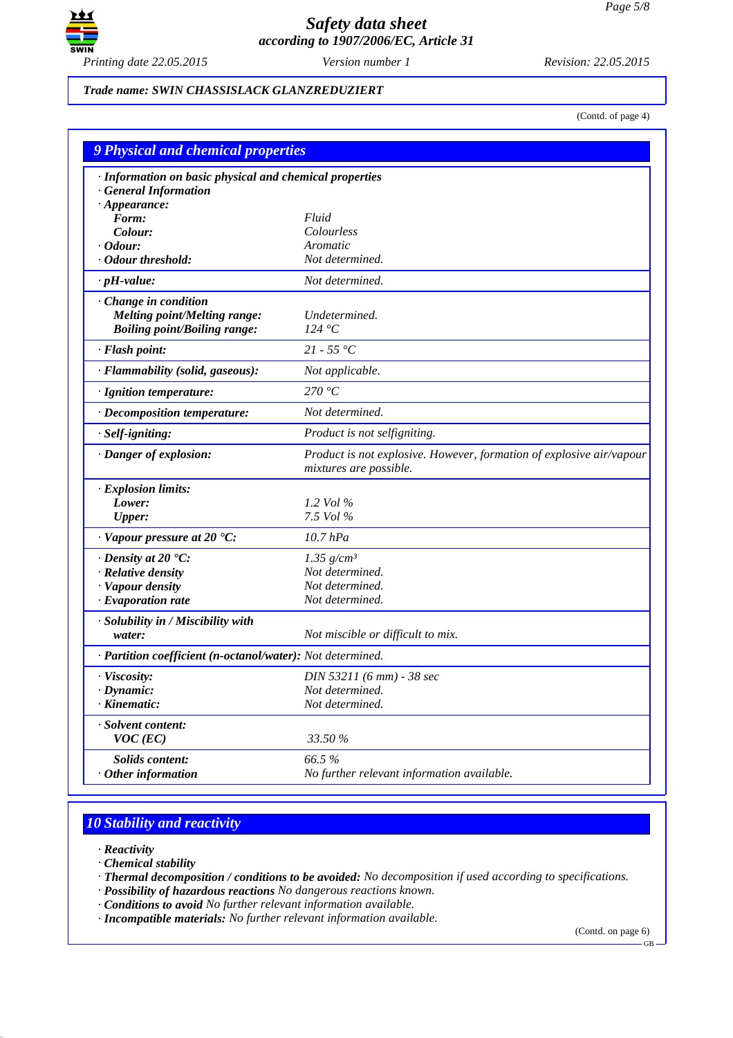**Trade name: SWIN CHASSISLACK GLANZREDUZIERT**

(Contd. of page 4)

## 9 Physical and chemical properties

| | |
|---|---|
| · **Information on basic physical and chemical properties** | |
| · **General Information** | |
| · **Appearance:** | |
| **Form:** | Fluid |
| **Colour:** | Colourless |
| · **Odour:** | Aromatic |
| · **Odour threshold:** | Not determined. |
| · **pH-value:** | Not determined. |
| · **Change in condition** | |
| **Melting point/Melting range:** | Undetermined. |
| **Boiling point/Boiling range:** | 124 °C |
| · **Flash point:** | 21 - 55 °C |
| · **Flammability (solid, gaseous):** | Not applicable. |
| · **Ignition temperature:** | 270 °C |
| · **Decomposition temperature:** | Not determined. |
| · **Self-igniting:** | Product is not selfigniting. |
| · **Danger of explosion:** | Product is not explosive. However, formation of explosive air/vapour mixtures are possible. |
| · **Explosion limits:** | |
| **Lower:** | 1.2 Vol % |
| **Upper:** | 7.5 Vol % |
| · **Vapour pressure at 20 °C:** | 10.7 hPa |
| · **Density at 20 °C:** | 1.35 g/cm³ |
| · **Relative density** | Not determined. |
| · **Vapour density** | Not determined. |
| · **Evaporation rate** | Not determined. |
| · **Solubility in / Miscibility with water:** | Not miscible or difficult to mix. |
| · **Partition coefficient (n-octanol/water):** | Not determined. |
| · **Viscosity:** | DIN 53211 (6 mm) - 38 sec |
| · **Dynamic:** | Not determined. |
| · **Kinematic:** | Not determined. |
| · **Solvent content:** | |
| **VOC (EC)** | 33.50 % |
| **Solids content:** | 66.5 % |
| · **Other information** | No further relevant information available. |

## 10 Stability and reactivity

· **Reactivity**
· **Chemical stability**
· **Thermal decomposition / conditions to be avoided:** No decomposition if used according to specifications.
· **Possibility of hazardous reactions** No dangerous reactions known.
· **Conditions to avoid** No further relevant information available.
· **Incompatible materials:** No further relevant information available.

(Contd. on page 6)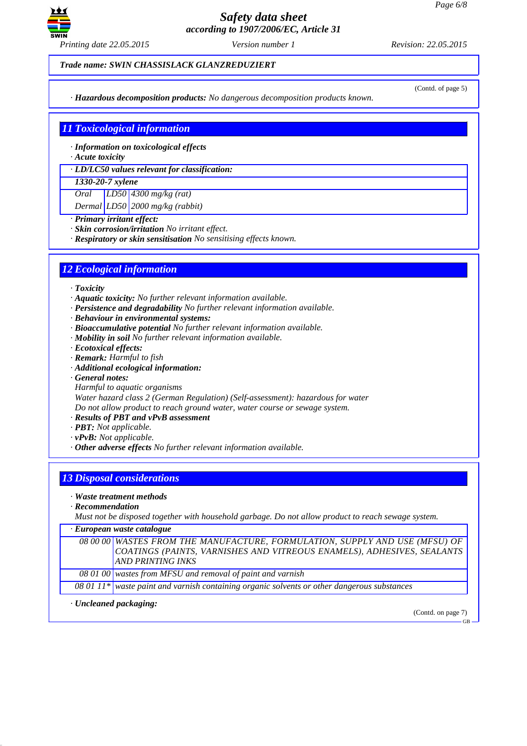*Trade name:* ***SWIN CHASSISLACK GLANZREDUZIERT***

(Contd. of page 5)

· ***Hazardous decomposition products:*** *No dangerous decomposition products known.*

## 11 Toxicological information

· ***Information on toxicological effects***
· ***Acute toxicity***

| · LD/LC50 values relevant for classification: | | |
|---|---|---|
| **1330-20-7 xylene** | | |
| Oral | LD50 | 4300 mg/kg (rat) |
| Dermal | LD50 | 2000 mg/kg (rabbit) |

· ***Primary irritant effect:***
· ***Skin corrosion/irritation*** *No irritant effect.*
· ***Respiratory or skin sensitisation*** *No sensitising effects known.*

## 12 Ecological information

· ***Toxicity***
· ***Aquatic toxicity:*** *No further relevant information available.*
· ***Persistence and degradability*** *No further relevant information available.*
· ***Behaviour in environmental systems:***
· ***Bioaccumulative potential*** *No further relevant information available.*
· ***Mobility in soil*** *No further relevant information available.*
· ***Ecotoxical effects:***
· ***Remark:*** *Harmful to fish*
· ***Additional ecological information:***
· ***General notes:***
*Harmful to aquatic organisms*
*Water hazard class 2 (German Regulation) (Self-assessment): hazardous for water*
*Do not allow product to reach ground water, water course or sewage system.*
· ***Results of PBT and vPvB assessment***
· ***PBT:*** *Not applicable.*
· ***vPvB:*** *Not applicable.*
· ***Other adverse effects*** *No further relevant information available.*

## 13 Disposal considerations

· ***Waste treatment methods***
· ***Recommendation***
*Must not be disposed together with household garbage. Do not allow product to reach sewage system.*

| · European waste catalogue | |
|---|---|
| 08 00 00 | WASTES FROM THE MANUFACTURE, FORMULATION, SUPPLY AND USE (MFSU) OF COATINGS (PAINTS, VARNISHES AND VITREOUS ENAMELS), ADHESIVES, SEALANTS AND PRINTING INKS |
| 08 01 00 | wastes from MFSU and removal of paint and varnish |
| 08 01 11* | waste paint and varnish containing organic solvents or other dangerous substances |

· ***Uncleaned packaging:***

(Contd. on page 7)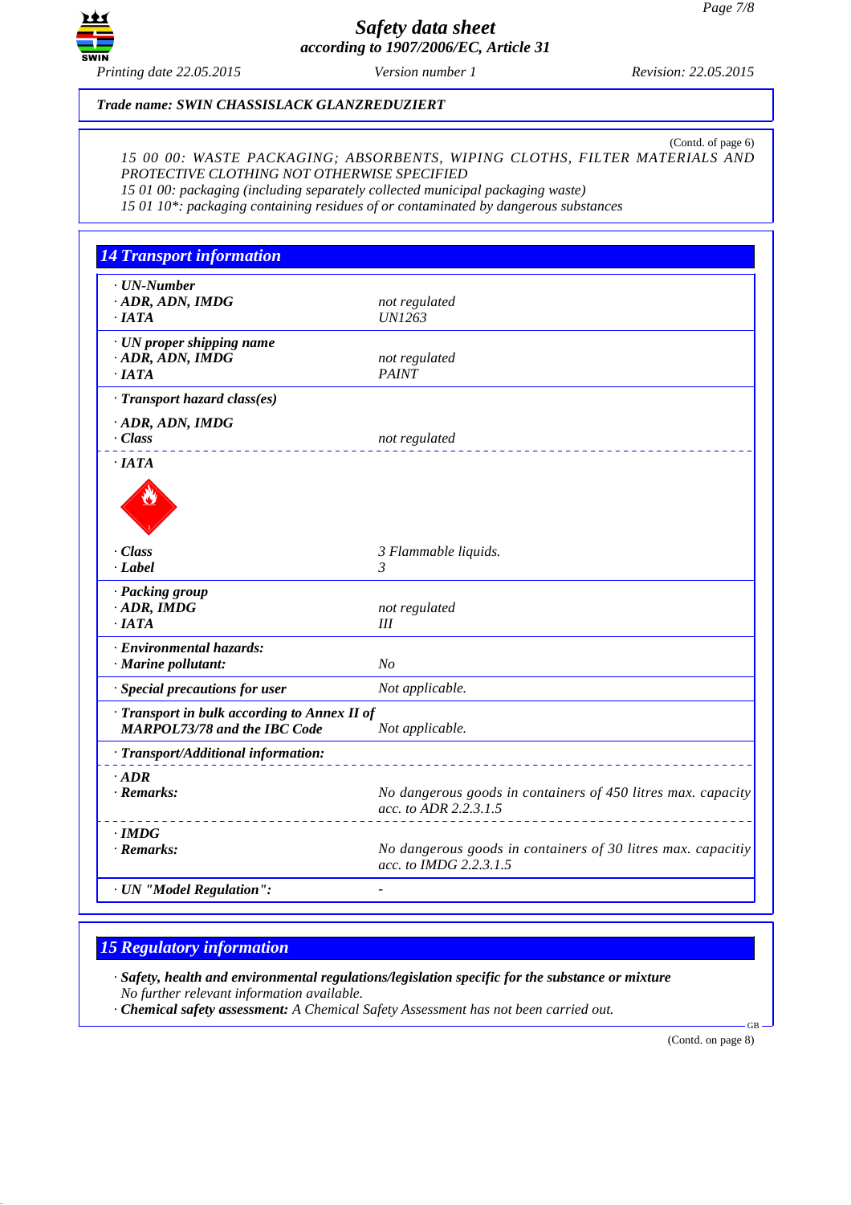Trade name: SWIN CHASSISLACK GLANZREDUZIERT

(Contd. of page 6)

15 00 00: WASTE PACKAGING; ABSORBENTS, WIPING CLOTHS, FILTER MATERIALS AND PROTECTIVE CLOTHING NOT OTHERWISE SPECIFIED
15 01 00: packaging (including separately collected municipal packaging waste)
15 01 10*: packaging containing residues of or contaminated by dangerous substances

## 14 Transport information

| | |
|---|---|
| **· UN-Number** | |
| **· ADR, ADN, IMDG** | not regulated |
| **· IATA** | UN1263 |
| **· UN proper shipping name** | |
| **· ADR, ADN, IMDG** | not regulated |
| **· IATA** | PAINT |
| **· Transport hazard class(es)** | |
| **· ADR, ADN, IMDG** | |
| **· Class** | not regulated |
| **· IATA** | |
| **· Class** | 3 Flammable liquids. |
| **· Label** | 3 |
| **· Packing group** | |
| **· ADR, IMDG** | not regulated |
| **· IATA** | III |
| **· Environmental hazards:** | |
| **· Marine pollutant:** | No |
| **· Special precautions for user** | Not applicable. |
| **· Transport in bulk according to Annex II of MARPOL73/78 and the IBC Code** | Not applicable. |
| **· Transport/Additional information:** | |
| **· ADR** | |
| **· Remarks:** | No dangerous goods in containers of 450 litres max. capacity acc. to ADR 2.2.3.1.5 |
| **· IMDG** | |
| **· Remarks:** | No dangerous goods in containers of 30 litres max. capacitiy acc. to IMDG 2.2.3.1.5 |
| **· UN "Model Regulation":** | - |

## 15 Regulatory information

· **Safety, health and environmental regulations/legislation specific for the substance or mixture**
No further relevant information available.
· **Chemical safety assessment:** A Chemical Safety Assessment has not been carried out.

(Contd. on page 8)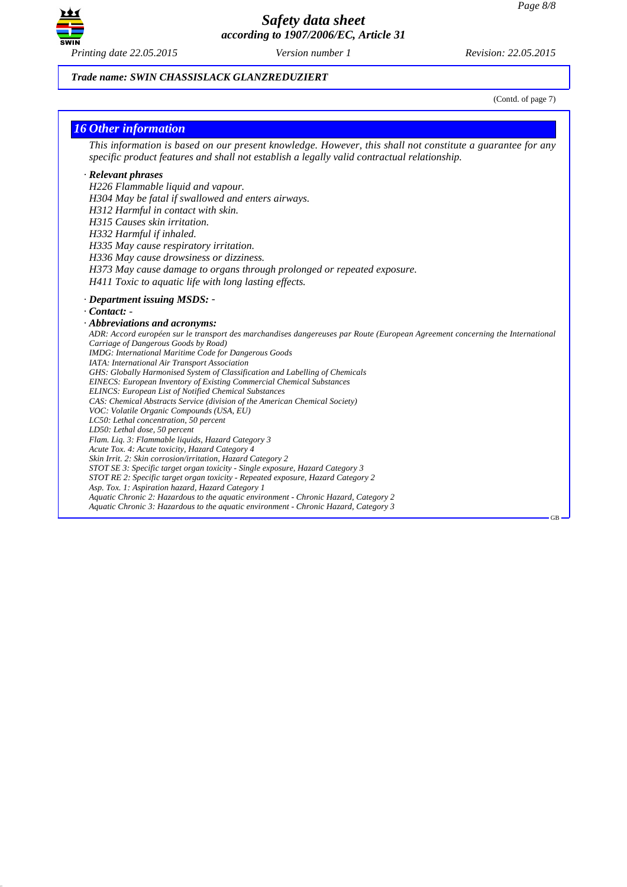*Trade name: SWIN CHASSISLACK GLANZREDUZIERT*

(Contd. of page 7)

## 16 Other information

*This information is based on our present knowledge. However, this shall not constitute a guarantee for any specific product features and shall not establish a legally valid contractual relationship.*

· ***Relevant phrases***

*H226 Flammable liquid and vapour.*
*H304 May be fatal if swallowed and enters airways.*
*H312 Harmful in contact with skin.*
*H315 Causes skin irritation.*
*H332 Harmful if inhaled.*
*H335 May cause respiratory irritation.*
*H336 May cause drowsiness or dizziness.*
*H373 May cause damage to organs through prolonged or repeated exposure.*
*H411 Toxic to aquatic life with long lasting effects.*

· ***Department issuing MSDS:*** *-*
· ***Contact:*** *-*
· ***Abbreviations and acronyms:***

*ADR: Accord européen sur le transport des marchandises dangereuses par Route (European Agreement concerning the International Carriage of Dangerous Goods by Road)*
*IMDG: International Maritime Code for Dangerous Goods*
*IATA: International Air Transport Association*
*GHS: Globally Harmonised System of Classification and Labelling of Chemicals*
*EINECS: European Inventory of Existing Commercial Chemical Substances*
*ELINCS: European List of Notified Chemical Substances*
*CAS: Chemical Abstracts Service (division of the American Chemical Society)*
*VOC: Volatile Organic Compounds (USA, EU)*
*LC50: Lethal concentration, 50 percent*
*LD50: Lethal dose, 50 percent*
*Flam. Liq. 3: Flammable liquids, Hazard Category 3*
*Acute Tox. 4: Acute toxicity, Hazard Category 4*
*Skin Irrit. 2: Skin corrosion/irritation, Hazard Category 2*
*STOT SE 3: Specific target organ toxicity - Single exposure, Hazard Category 3*
*STOT RE 2: Specific target organ toxicity - Repeated exposure, Hazard Category 2*
*Asp. Tox. 1: Aspiration hazard, Hazard Category 1*
*Aquatic Chronic 2: Hazardous to the aquatic environment - Chronic Hazard, Category 2*
*Aquatic Chronic 3: Hazardous to the aquatic environment - Chronic Hazard, Category 3*